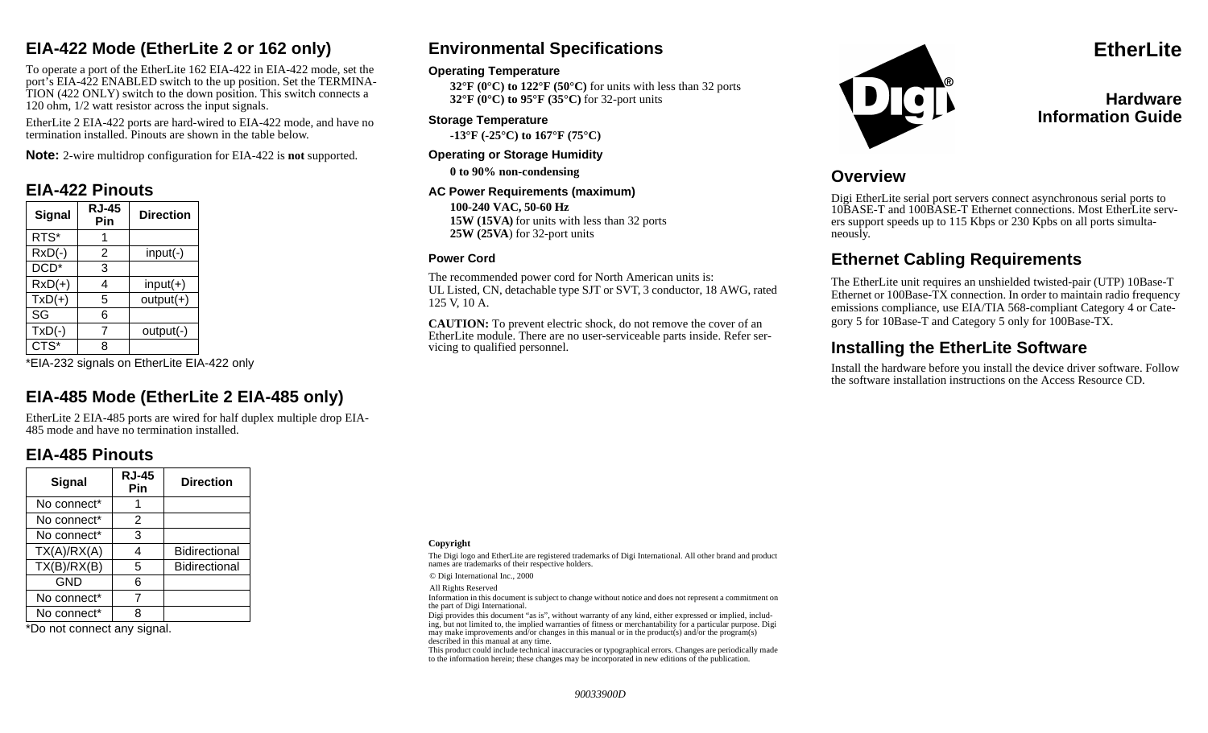# EtherLite

## Hardware Information Guide

## Overview

Digi EtherLite serial port servers connect asynchronous serial ports to 10BASE-T and 100BASE-T Ethernet connections. Most EtherLite servers support speeds up to 115 Kbps or 230 Kpbs on all ports simultaneously.

## Ethernet Cabling Requirements

The EtherLite unit requires an unshielded twisted-pair (UTP) 10Base-T Ethernet or 100Base-TX connection. In order to maintain radio frequency emissions compliance, use EIA/TIA 568-compliant Category 4 or Category 5 for 10Base-T and Category 5 only for 100Base-TX.

## Installing the EtherLite Software

Install the hardware before you install the device driver software. Follow the software installation instructions on the Access Resource CD.

## EIA-422 Mode (EtherLite 2 or 162 only)

To operate a port of the EtherLite 162 EIA-422 in EIA-422 mode, set the port's EIA-422 ENABLED switch to the up position. Set the TERMINATION (422 ONLY) switch to the down position. This switch connects a 120 ohm, 1/2 watt resistor across the input signals.

EtherLite 2 EIA-422 ports are hard-wired to EIA-422 mode, and have no termination installed. Pinouts are shown in the table below.

**Note:** 2-wire multidrop configuration for EIA-422 is **not** supported.

## EIA-422 Pinouts

| Signal | RJ-45 Pin | Direction |
|---|---|---|
| RTS* | 1 | |
| RxD(-) | 2 | input(-) |
| DCD* | 3 | |
| RxD(+) | 4 | input(+) |
| TxD(+) | 5 | output(+) |
| SG | 6 | |
| TxD(-) | 7 | output(-) |
| CTS* | 8 | |

*EIA-232 signals on EtherLite EIA-422 only

## EIA-485 Mode (EtherLite 2 EIA-485 only)

EtherLite 2 EIA-485 ports are wired for half duplex multiple drop EIA-485 mode and have no termination installed.

## EIA-485 Pinouts

| Signal | RJ-45 Pin | Direction |
|---|---|---|
| No connect* | 1 | |
| No connect* | 2 | |
| No connect* | 3 | |
| TX(A)/RX(A) | 4 | Bidirectional |
| TX(B)/RX(B) | 5 | Bidirectional |
| GND | 6 | |
| No connect* | 7 | |
| No connect* | 8 | |

*Do not connect any signal.

## Environmental Specifications

### Operating Temperature

**32°F (0°C) to 122°F (50°C)** for units with less than 32 ports
**32°F (0°C) to 95°F (35°C)** for 32-port units

### Storage Temperature

**-13°F (-25°C) to 167°F (75°C)**

### Operating or Storage Humidity

**0 to 90% non-condensing**

### AC Power Requirements (maximum)

**100-240 VAC, 50-60 Hz**
**15W (15VA)** for units with less than 32 ports
**25W (25VA**) for 32-port units

### Power Cord

The recommended power cord for North American units is:
UL Listed, CN, detachable type SJT or SVT, 3 conductor, 18 AWG, rated 125 V, 10 A.

**CAUTION:** To prevent electric shock, do not remove the cover of an EtherLite module. There are no user-serviceable parts inside. Refer servicing to qualified personnel.

**Copyright**

The Digi logo and EtherLite are registered trademarks of Digi International. All other brand and product names are trademarks of their respective holders.

© Digi International Inc., 2000

All Rights Reserved

Information in this document is subject to change without notice and does not represent a commitment on the part of Digi International.

Digi provides this document "as is", without warranty of any kind, either expressed or implied, including, but not limited to, the implied warranties of fitness or merchantability for a particular purpose. Digi may make improvements and/or changes in this manual or in the product(s) and/or the program(s) described in this manual at any time.

This product could include technical inaccuracies or typographical errors. Changes are periodically made to the information herein; these changes may be incorporated in new editions of the publication.

*90033900D*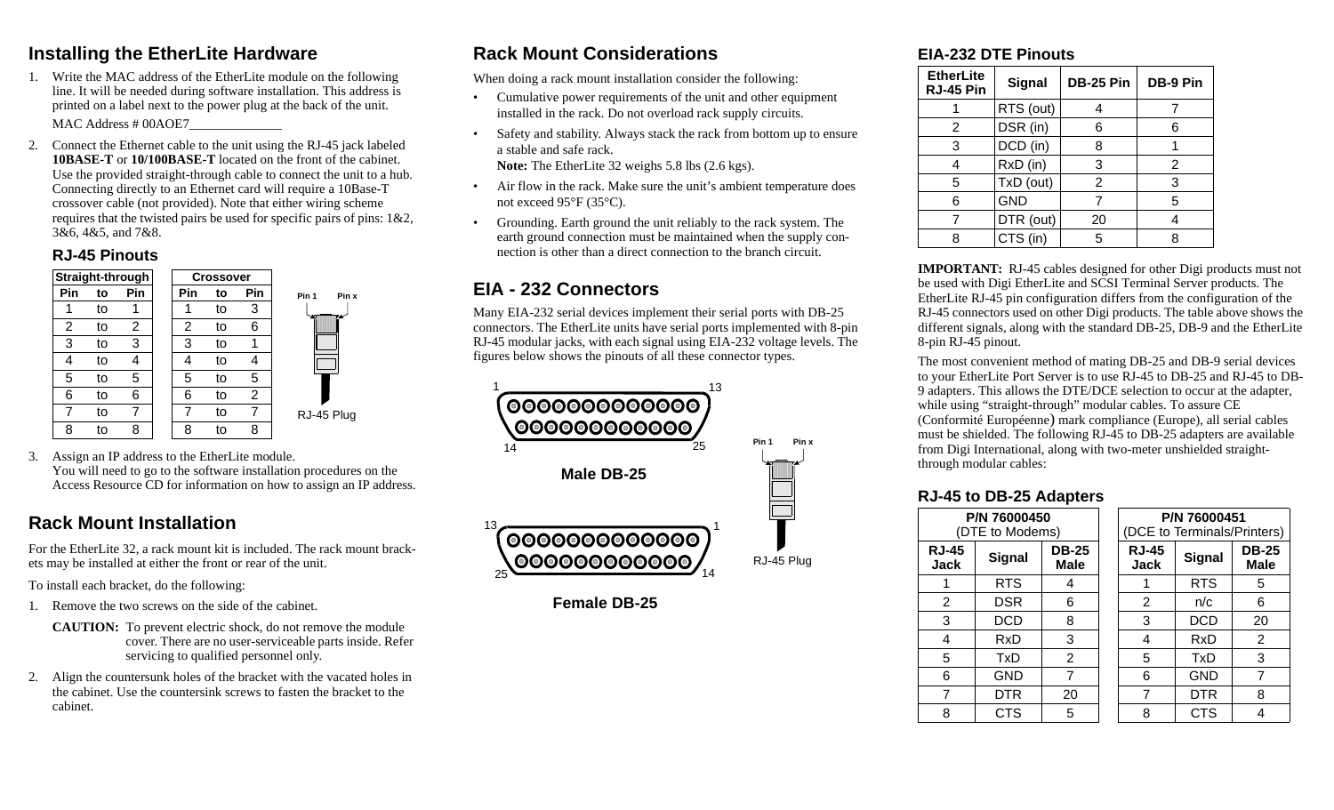## Installing the EtherLite Hardware

1. Write the MAC address of the EtherLite module on the following line. It will be needed during software installation. This address is printed on a label next to the power plug at the back of the unit.

   MAC Address # 00AOE7______________

2. Connect the Ethernet cable to the unit using the RJ-45 jack labeled **10BASE-T** or **10/100BASE-T** located on the front of the cabinet. Use the provided straight-through cable to connect the unit to a hub. Connecting directly to an Ethernet card will require a 10Base-T crossover cable (not provided). Note that either wiring scheme requires that the twisted pairs be used for specific pairs of pins: 1&2, 3&6, 4&5, and 7&8.

### RJ-45 Pinouts

| Straight-through | | |
|---|---|---|
| Pin | to | Pin |
| 1 | to | 1 |
| 2 | to | 2 |
| 3 | to | 3 |
| 4 | to | 4 |
| 5 | to | 5 |
| 6 | to | 6 |
| 7 | to | 7 |
| 8 | to | 8 |

| Crossover | | |
|---|---|---|
| Pin | to | Pin |
| 1 | to | 3 |
| 2 | to | 6 |
| 3 | to | 1 |
| 4 | to | 4 |
| 5 | to | 5 |
| 6 | to | 2 |
| 7 | to | 7 |
| 8 | to | 8 |

Pin 1 Pin x

RJ-45 Plug

3. Assign an IP address to the EtherLite module.
   You will need to go to the software installation procedures on the Access Resource CD for information on how to assign an IP address.

## Rack Mount Installation

For the EtherLite 32, a rack mount kit is included. The rack mount brackets may be installed at either the front or rear of the unit.

To install each bracket, do the following:

1. Remove the two screws on the side of the cabinet.

   **CAUTION:** To prevent electric shock, do not remove the module cover. There are no user-serviceable parts inside. Refer servicing to qualified personnel only.

2. Align the countersunk holes of the bracket with the vacated holes in the cabinet. Use the countersink screws to fasten the bracket to the cabinet.

## Rack Mount Considerations

When doing a rack mount installation consider the following:

- Cumulative power requirements of the unit and other equipment installed in the rack. Do not overload rack supply circuits.
- Safety and stability. Always stack the rack from bottom up to ensure a stable and safe rack.
  **Note:** The EtherLite 32 weighs 5.8 lbs (2.6 kgs).
- Air flow in the rack. Make sure the unit's ambient temperature does not exceed 95°F (35°C).
- Grounding. Earth ground the unit reliably to the rack system. The earth ground connection must be maintained when the supply connection is other than a direct connection to the branch circuit.

## EIA - 232 Connectors

Many EIA-232 serial devices implement their serial ports with DB-25 connectors. The EtherLite units have serial ports implemented with 8-pin RJ-45 modular jacks, with each signal using EIA-232 voltage levels. The figures below shows the pinouts of all these connector types.

1 13

14 25

**Male DB-25**

13 1

25 14

**Female DB-25**

Pin 1 Pin x

RJ-45 Plug

### EIA-232 DTE Pinouts

| EtherLite RJ-45 Pin | Signal | DB-25 Pin | DB-9 Pin |
|---|---|---|---|
| 1 | RTS (out) | 4 | 7 |
| 2 | DSR (in) | 6 | 6 |
| 3 | DCD (in) | 8 | 1 |
| 4 | RxD (in) | 3 | 2 |
| 5 | TxD (out) | 2 | 3 |
| 6 | GND | 7 | 5 |
| 7 | DTR (out) | 20 | 4 |
| 8 | CTS (in) | 5 | 8 |

**IMPORTANT:** RJ-45 cables designed for other Digi products must not be used with Digi EtherLite and SCSI Terminal Server products. The EtherLite RJ-45 pin configuration differs from the configuration of the RJ-45 connectors used on other Digi products. The table above shows the different signals, along with the standard DB-25, DB-9 and the EtherLite 8-pin RJ-45 pinout.

The most convenient method of mating DB-25 and DB-9 serial devices to your EtherLite Port Server is to use RJ-45 to DB-25 and RJ-45 to DB-9 adapters. This allows the DTE/DCE selection to occur at the adapter, while using "straight-through" modular cables. To assure CE (Conformité Européenne) mark compliance (Europe), all serial cables must be shielded. The following RJ-45 to DB-25 adapters are available from Digi International, along with two-meter unshielded straight-through modular cables:

### RJ-45 to DB-25 Adapters

| P/N 76000450 (DTE to Modems) | | |
|---|---|---|
| RJ-45 Jack | Signal | DB-25 Male |
| 1 | RTS | 4 |
| 2 | DSR | 6 |
| 3 | DCD | 8 |
| 4 | RxD | 3 |
| 5 | TxD | 2 |
| 6 | GND | 7 |
| 7 | DTR | 20 |
| 8 | CTS | 5 |

| P/N 76000451 (DCE to Terminals/Printers) | | |
|---|---|---|
| RJ-45 Jack | Signal | DB-25 Male |
| 1 | RTS | 5 |
| 2 | n/c | 6 |
| 3 | DCD | 20 |
| 4 | RxD | 2 |
| 5 | TxD | 3 |
| 6 | GND | 7 |
| 7 | DTR | 8 |
| 8 | CTS | 4 |